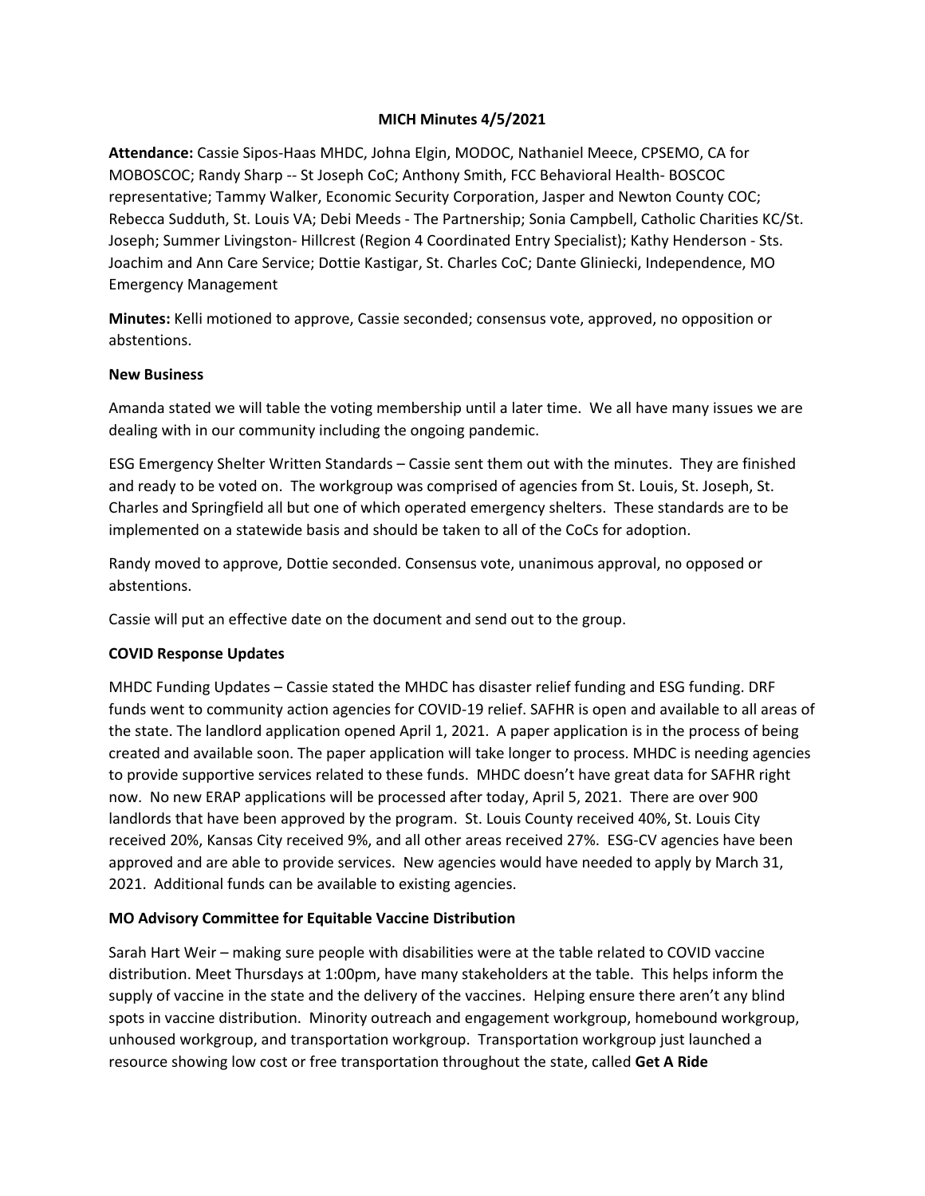# MICH Minutes 4/5/2021

**Attendance:** Cassie Sipos-Haas MHDC, Johna Elgin, MODOC, Nathaniel Meece, CPSEMO, CA for MOBOSCOC; Randy Sharp -- St Joseph CoC; Anthony Smith, FCC Behavioral Health- BOSCOC representative; Tammy Walker, Economic Security Corporation, Jasper and Newton County COC; Rebecca Sudduth, St. Louis VA; Debi Meeds - The Partnership; Sonia Campbell, Catholic Charities KC/St. Joseph; Summer Livingston- Hillcrest (Region 4 Coordinated Entry Specialist); Kathy Henderson - Sts. Joachim and Ann Care Service; Dottie Kastigar, St. Charles CoC; Dante Gliniecki, Independence, MO Emergency Management

**Minutes:** Kelli motioned to approve, Cassie seconded; consensus vote, approved, no opposition or abstentions.

## New Business

Amanda stated we will table the voting membership until a later time. We all have many issues we are dealing with in our community including the ongoing pandemic.

ESG Emergency Shelter Written Standards – Cassie sent them out with the minutes. They are finished and ready to be voted on. The workgroup was comprised of agencies from St. Louis, St. Joseph, St. Charles and Springfield all but one of which operated emergency shelters. These standards are to be implemented on a statewide basis and should be taken to all of the CoCs for adoption.

Randy moved to approve, Dottie seconded. Consensus vote, unanimous approval, no opposed or abstentions.

Cassie will put an effective date on the document and send out to the group.

## COVID Response Updates

MHDC Funding Updates – Cassie stated the MHDC has disaster relief funding and ESG funding. DRF funds went to community action agencies for COVID-19 relief. SAFHR is open and available to all areas of the state. The landlord application opened April 1, 2021. A paper application is in the process of being created and available soon. The paper application will take longer to process. MHDC is needing agencies to provide supportive services related to these funds. MHDC doesn't have great data for SAFHR right now. No new ERAP applications will be processed after today, April 5, 2021. There are over 900 landlords that have been approved by the program. St. Louis County received 40%, St. Louis City received 20%, Kansas City received 9%, and all other areas received 27%. ESG-CV agencies have been approved and are able to provide services. New agencies would have needed to apply by March 31, 2021. Additional funds can be available to existing agencies.

## MO Advisory Committee for Equitable Vaccine Distribution

Sarah Hart Weir – making sure people with disabilities were at the table related to COVID vaccine distribution. Meet Thursdays at 1:00pm, have many stakeholders at the table. This helps inform the supply of vaccine in the state and the delivery of the vaccines. Helping ensure there aren't any blind spots in vaccine distribution. Minority outreach and engagement workgroup, homebound workgroup, unhoused workgroup, and transportation workgroup. Transportation workgroup just launched a resource showing low cost or free transportation throughout the state, called **Get A Ride**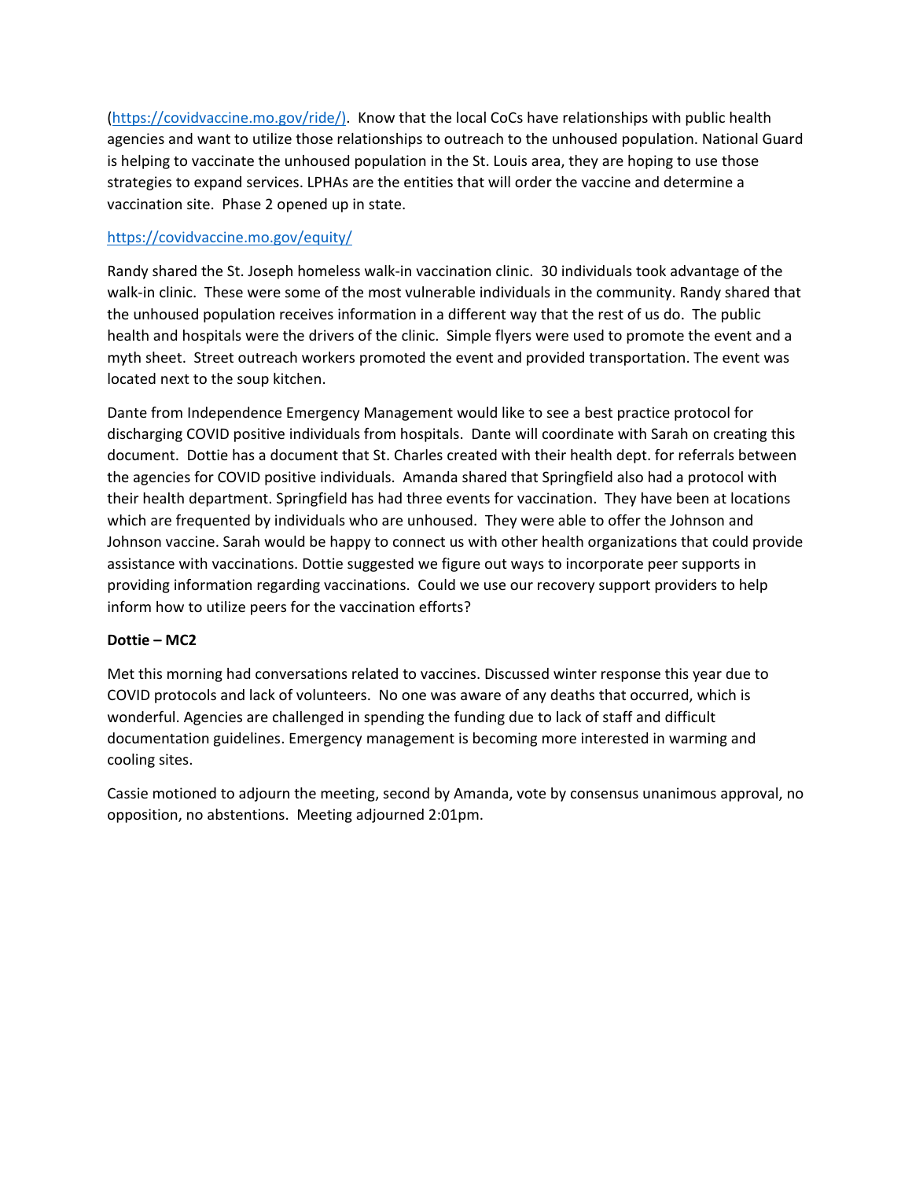(https://covidvaccine.mo.gov/ride/). Know that the local CoCs have relationships with public health agencies and want to utilize those relationships to outreach to the unhoused population. National Guard is helping to vaccinate the unhoused population in the St. Louis area, they are hoping to use those strategies to expand services. LPHAs are the entities that will order the vaccine and determine a vaccination site. Phase 2 opened up in state.

https://covidvaccine.mo.gov/equity/

Randy shared the St. Joseph homeless walk-in vaccination clinic. 30 individuals took advantage of the walk-in clinic. These were some of the most vulnerable individuals in the community. Randy shared that the unhoused population receives information in a different way that the rest of us do. The public health and hospitals were the drivers of the clinic. Simple flyers were used to promote the event and a myth sheet. Street outreach workers promoted the event and provided transportation. The event was located next to the soup kitchen.

Dante from Independence Emergency Management would like to see a best practice protocol for discharging COVID positive individuals from hospitals. Dante will coordinate with Sarah on creating this document. Dottie has a document that St. Charles created with their health dept. for referrals between the agencies for COVID positive individuals. Amanda shared that Springfield also had a protocol with their health department. Springfield has had three events for vaccination. They have been at locations which are frequented by individuals who are unhoused. They were able to offer the Johnson and Johnson vaccine. Sarah would be happy to connect us with other health organizations that could provide assistance with vaccinations. Dottie suggested we figure out ways to incorporate peer supports in providing information regarding vaccinations. Could we use our recovery support providers to help inform how to utilize peers for the vaccination efforts?

**Dottie – MC2**

Met this morning had conversations related to vaccines. Discussed winter response this year due to COVID protocols and lack of volunteers. No one was aware of any deaths that occurred, which is wonderful. Agencies are challenged in spending the funding due to lack of staff and difficult documentation guidelines. Emergency management is becoming more interested in warming and cooling sites.

Cassie motioned to adjourn the meeting, second by Amanda, vote by consensus unanimous approval, no opposition, no abstentions. Meeting adjourned 2:01pm.